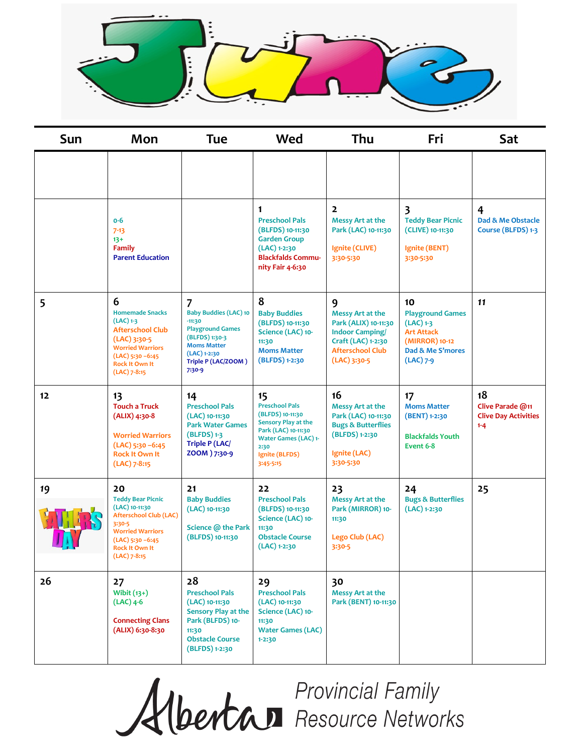# June

| Sun | Mon | Tue | Wed | Thu | Fri | Sat |
|---|---|---|---|---|---|---|
| | | | | | | |
| | 0-6<br>7-13<br>13+<br>Family<br>Parent Education | | **1**<br>Preschool Pals (BLFDS) 10-11:30<br>Garden Group (LAC) 1-2:30<br>Blackfalds Community Fair 4-6:30 | **2**<br>Messy Art at the Park (LAC) 10-11:30<br><br>Ignite (CLIVE) 3:30-5:30 | **3**<br>Teddy Bear Picnic (CLIVE) 10-11:30<br><br>Ignite (BENT) 3:30-5:30 | **4**<br>Dad & Me Obstacle Course (BLFDS) 1-3 |
| **5** | **6**<br>Homemade Snacks (LAC) 1-3<br>Afterschool Club (LAC) 3:30-5<br>Worried Warriors (LAC) 5:30 –6:45<br>Rock It Own It (LAC) 7-8:15 | **7**<br>Baby Buddies (LAC) 10 -11:30<br>Playground Games (BLFDS) 1:30-3<br>Moms Matter (LAC) 1-2:30<br>Triple P (LAC/ZOOM ) 7:30-9 | **8**<br>Baby Buddies (BLFDS) 10-11:30<br>Science (LAC) 10-11:30<br>Moms Matter (BLFDS) 1-2:30 | **9**<br>Messy Art at the Park (ALIX) 10-11:30<br>Indoor Camping/ Craft (LAC) 1-2:30<br>Afterschool Club (LAC) 3:30-5 | **10**<br>Playground Games (LAC) 1-3<br>Art Attack (MIRROR) 10-12<br>Dad & Me S'mores (LAC) 7-9 | **11** |
| **12** | **13**<br>Touch a Truck (ALIX) 4:30-8<br><br>Worried Warriors (LAC) 5:30 –6:45<br>Rock It Own It (LAC) 7-8:15 | **14**<br>Preschool Pals (LAC) 10-11:30<br>Park Water Games (BLFDS) 1-3<br>Triple P (LAC/ ZOOM ) 7:30-9 | **15**<br>Preschool Pals (BLFDS) 10-11:30<br>Sensory Play at the Park (LAC) 10-11:30<br>Water Games (LAC) 1-2:30<br>Ignite (BLFDS) 3:45-5:15 | **16**<br>Messy Art at the Park (LAC) 10-11:30<br>Bugs & Butterflies (BLFDS) 1-2:30<br><br>Ignite (LAC) 3:30-5:30 | **17**<br>Moms Matter (BENT) 1-2:30<br><br>Blackfalds Youth Event 6-8 | **18**<br>Clive Parade @11<br>Clive Day Activities 1-4 |
| **19**<br>FATHER'S DAY | **20**<br>Teddy Bear Picnic (LAC) 10-11:30<br>Afterschool Club (LAC) 3:30-5<br>Worried Warriors (LAC) 5:30 –6:45<br>Rock It Own It (LAC) 7-8:15 | **21**<br>Baby Buddies (LAC) 10-11:30<br><br>Science @ the Park (BLFDS) 10-11:30 | **22**<br>Preschool Pals (BLFDS) 10-11:30<br>Science (LAC) 10-11:30<br>Obstacle Course (LAC) 1-2:30 | **23**<br>Messy Art at the Park (MIRROR) 10-11:30<br><br>Lego Club (LAC) 3:30-5 | **24**<br>Bugs & Butterflies (LAC) 1-2:30 | **25** |
| **26** | **27**<br>Wibit (13+) (LAC) 4-6<br><br>Connecting Clans (ALIX) 6:30-8:30 | **28**<br>Preschool Pals (LAC) 10-11:30<br>Sensory Play at the Park (BLFDS) 10-11:30<br>Obstacle Course (BLFDS) 1-2:30 | **29**<br>Preschool Pals (LAC) 10-11:30<br>Science (LAC) 10-11:30<br>Water Games (LAC) 1-2:30 | **30**<br>Messy Art at the Park (BENT) 10-11:30 | | |

Alberta Provincial Family Resource Networks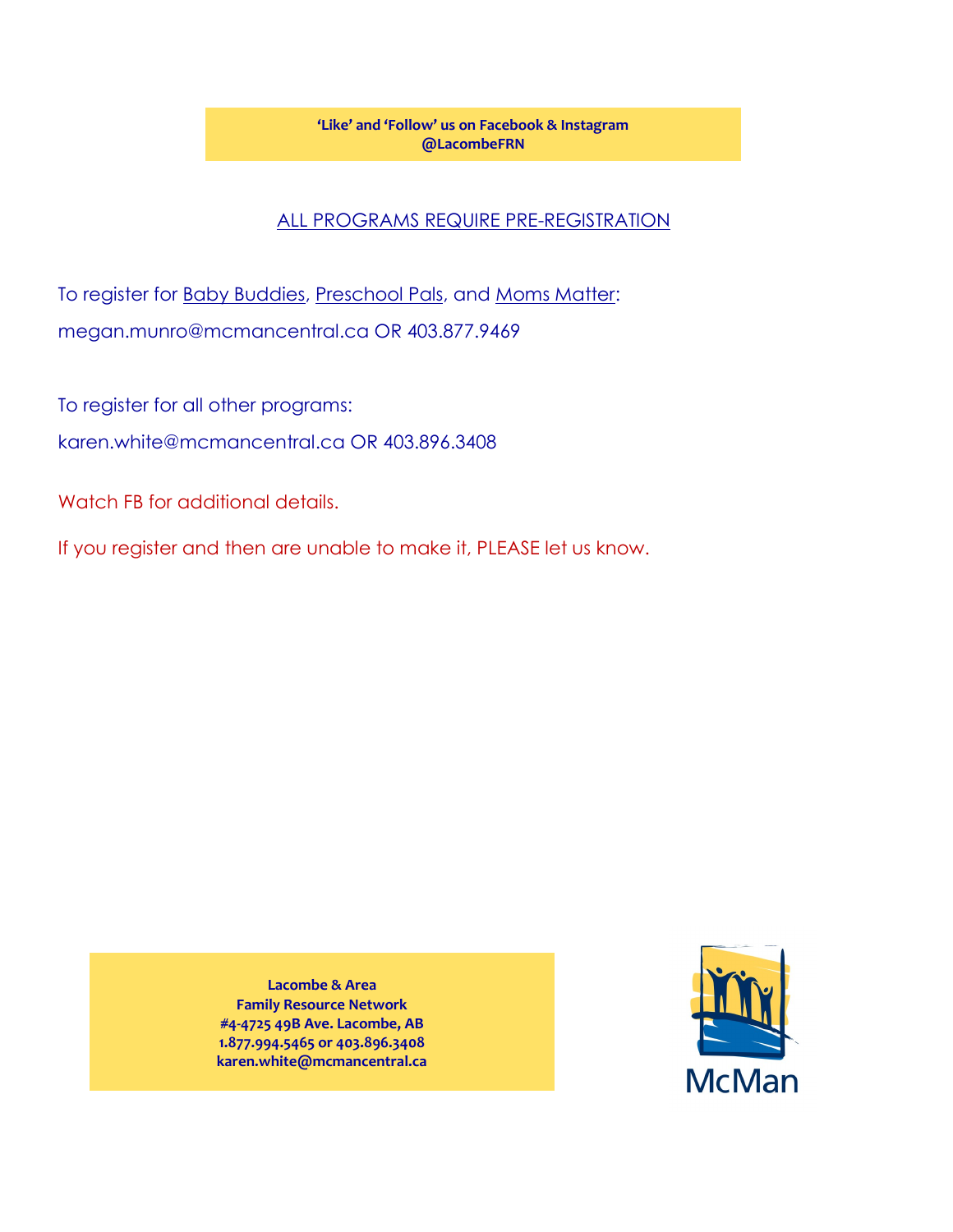**'Like' and 'Follow' us on Facebook & Instagram**
**@LacombeFRN**

ALL PROGRAMS REQUIRE PRE-REGISTRATION

To register for Baby Buddies, Preschool Pals, and Moms Matter:

megan.munro@mcmancentral.ca OR 403.877.9469

To register for all other programs:

karen.white@mcmancentral.ca OR 403.896.3408

Watch FB for additional details.

If you register and then are unable to make it, PLEASE let us know.

**Lacombe & Area**
**Family Resource Network**
**#4-4725 49B Ave. Lacombe, AB**
**1.877.994.5465 or 403.896.3408**
**karen.white@mcmancentral.ca**

McMan